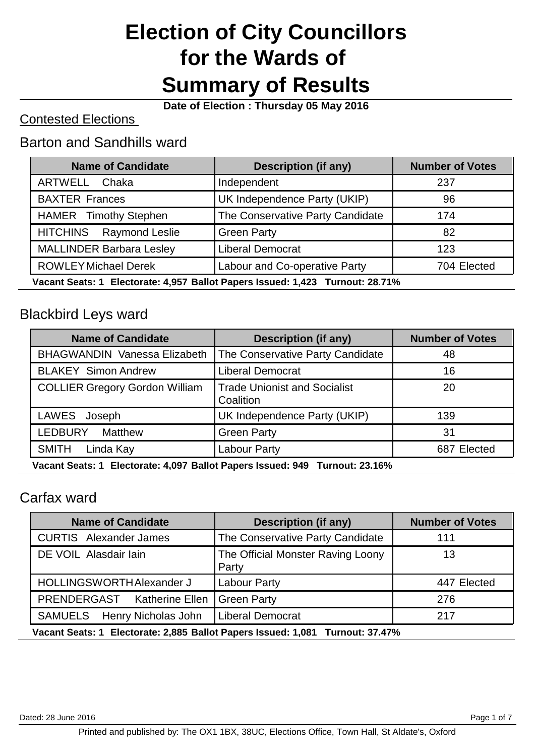# Election of City Councillors for the Wards of Summary of Results

**Date of Election : Thursday 05 May 2016**

## Contested Elections

### Barton and Sandhills ward

| Name of Candidate | Description (if any) | Number of Votes |
|---|---|---|
| ARTWELL Chaka | Independent | 237 |
| BAXTER Frances | UK Independence Party (UKIP) | 96 |
| HAMER Timothy Stephen | The Conservative Party Candidate | 174 |
| HITCHINS Raymond Leslie | Green Party | 82 |
| MALLINDER Barbara Lesley | Liberal Democrat | 123 |
| ROWLEY Michael Derek | Labour and Co-operative Party | 704 Elected |

**Vacant Seats: 1 Electorate: 4,957 Ballot Papers Issued: 1,423 Turnout: 28.71%**

### Blackbird Leys ward

| Name of Candidate | Description (if any) | Number of Votes |
|---|---|---|
| BHAGWANDIN Vanessa Elizabeth | The Conservative Party Candidate | 48 |
| BLAKEY Simon Andrew | Liberal Democrat | 16 |
| COLLIER Gregory Gordon William | Trade Unionist and Socialist Coalition | 20 |
| LAWES Joseph | UK Independence Party (UKIP) | 139 |
| LEDBURY Matthew | Green Party | 31 |
| SMITH Linda Kay | Labour Party | 687 Elected |

**Vacant Seats: 1 Electorate: 4,097 Ballot Papers Issued: 949 Turnout: 23.16%**

### Carfax ward

| Name of Candidate | Description (if any) | Number of Votes |
|---|---|---|
| CURTIS Alexander James | The Conservative Party Candidate | 111 |
| DE VOIL Alasdair Iain | The Official Monster Raving Loony Party | 13 |
| HOLLINGSWORTH Alexander J | Labour Party | 447 Elected |
| PRENDERGAST Katherine Ellen | Green Party | 276 |
| SAMUELS Henry Nicholas John | Liberal Democrat | 217 |

**Vacant Seats: 1 Electorate: 2,885 Ballot Papers Issued: 1,081 Turnout: 37.47%**

Dated: 28 June 2016

Printed and published by: The OX1 1BX, 38UC, Elections Office, Town Hall, St Aldate's, Oxford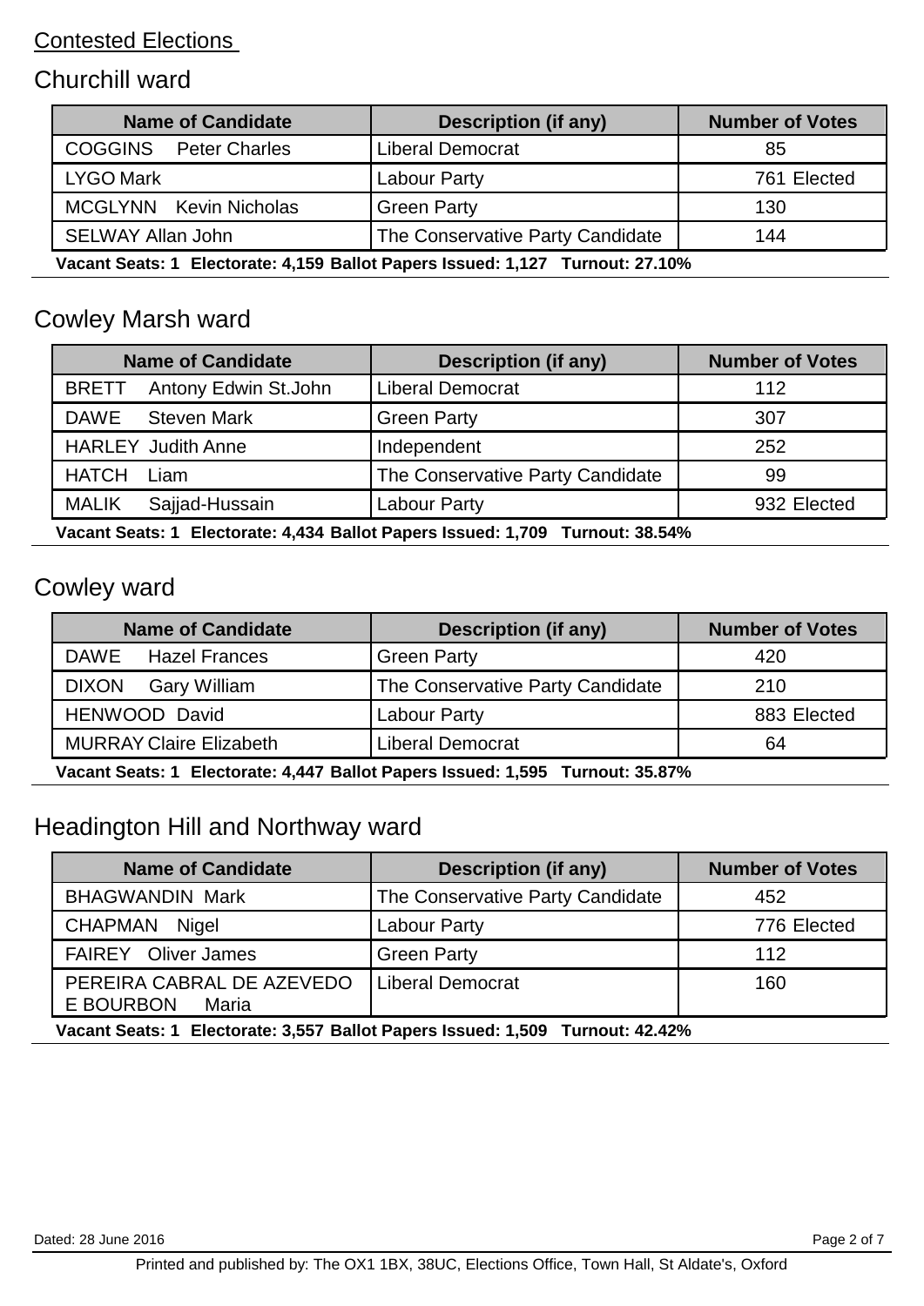Contested Elections

## Churchill ward

| Name of Candidate | Description (if any) | Number of Votes |
|---|---|---|
| COGGINS Peter Charles | Liberal Democrat | 85 |
| LYGO Mark | Labour Party | 761 Elected |
| MCGLYNN Kevin Nicholas | Green Party | 130 |
| SELWAY Allan John | The Conservative Party Candidate | 144 |

**Vacant Seats: 1 Electorate: 4,159 Ballot Papers Issued: 1,127 Turnout: 27.10%**

## Cowley Marsh ward

| Name of Candidate | Description (if any) | Number of Votes |
|---|---|---|
| BRETT Antony Edwin St.John | Liberal Democrat | 112 |
| DAWE Steven Mark | Green Party | 307 |
| HARLEY Judith Anne | Independent | 252 |
| HATCH Liam | The Conservative Party Candidate | 99 |
| MALIK Sajjad-Hussain | Labour Party | 932 Elected |

**Vacant Seats: 1 Electorate: 4,434 Ballot Papers Issued: 1,709 Turnout: 38.54%**

## Cowley ward

| Name of Candidate | Description (if any) | Number of Votes |
|---|---|---|
| DAWE Hazel Frances | Green Party | 420 |
| DIXON Gary William | The Conservative Party Candidate | 210 |
| HENWOOD David | Labour Party | 883 Elected |
| MURRAY Claire Elizabeth | Liberal Democrat | 64 |

**Vacant Seats: 1 Electorate: 4,447 Ballot Papers Issued: 1,595 Turnout: 35.87%**

## Headington Hill and Northway ward

| Name of Candidate | Description (if any) | Number of Votes |
|---|---|---|
| BHAGWANDIN Mark | The Conservative Party Candidate | 452 |
| CHAPMAN Nigel | Labour Party | 776 Elected |
| FAIREY Oliver James | Green Party | 112 |
| PEREIRA CABRAL DE AZEVEDO E BOURBON Maria | Liberal Democrat | 160 |

**Vacant Seats: 1 Electorate: 3,557 Ballot Papers Issued: 1,509 Turnout: 42.42%**

Dated: 28 June 2016

Printed and published by: The OX1 1BX, 38UC, Elections Office, Town Hall, St Aldate's, Oxford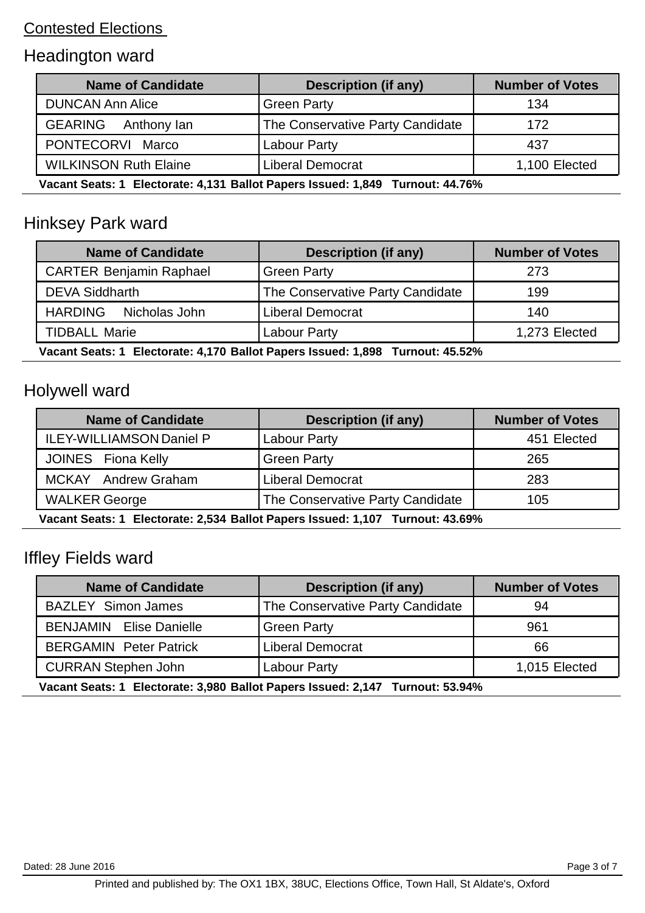Contested Elections

## Headington ward

| Name of Candidate | Description (if any) | Number of Votes |
|---|---|---|
| DUNCAN Ann Alice | Green Party | 134 |
| GEARING Anthony Ian | The Conservative Party Candidate | 172 |
| PONTECORVI Marco | Labour Party | 437 |
| WILKINSON Ruth Elaine | Liberal Democrat | 1,100 Elected |

**Vacant Seats: 1 Electorate: 4,131 Ballot Papers Issued: 1,849 Turnout: 44.76%**

## Hinksey Park ward

| Name of Candidate | Description (if any) | Number of Votes |
|---|---|---|
| CARTER Benjamin Raphael | Green Party | 273 |
| DEVA Siddharth | The Conservative Party Candidate | 199 |
| HARDING Nicholas John | Liberal Democrat | 140 |
| TIDBALL Marie | Labour Party | 1,273 Elected |

**Vacant Seats: 1 Electorate: 4,170 Ballot Papers Issued: 1,898 Turnout: 45.52%**

## Holywell ward

| Name of Candidate | Description (if any) | Number of Votes |
|---|---|---|
| ILEY-WILLIAMSON Daniel P | Labour Party | 451 Elected |
| JOINES Fiona Kelly | Green Party | 265 |
| MCKAY Andrew Graham | Liberal Democrat | 283 |
| WALKER George | The Conservative Party Candidate | 105 |

**Vacant Seats: 1 Electorate: 2,534 Ballot Papers Issued: 1,107 Turnout: 43.69%**

## Iffley Fields ward

| Name of Candidate | Description (if any) | Number of Votes |
|---|---|---|
| BAZLEY Simon James | The Conservative Party Candidate | 94 |
| BENJAMIN Elise Danielle | Green Party | 961 |
| BERGAMIN Peter Patrick | Liberal Democrat | 66 |
| CURRAN Stephen John | Labour Party | 1,015 Elected |

**Vacant Seats: 1 Electorate: 3,980 Ballot Papers Issued: 2,147 Turnout: 53.94%**

Dated: 28 June 2016

Printed and published by: The OX1 1BX, 38UC, Elections Office, Town Hall, St Aldate's, Oxford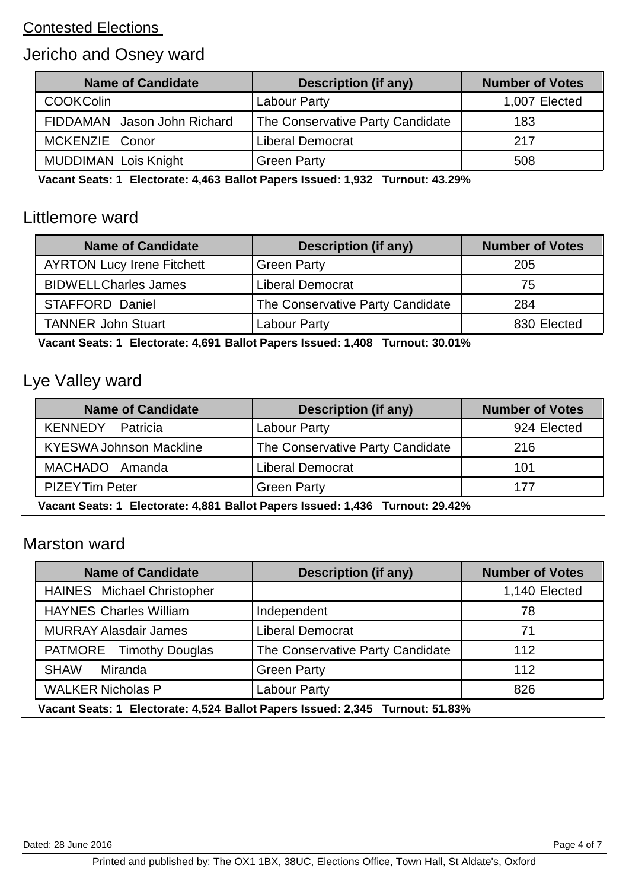Contested Elections

## Jericho and Osney ward

| Name of Candidate | Description (if any) | Number of Votes |
|---|---|---|
| COOK Colin | Labour Party | 1,007 Elected |
| FIDDAMAN Jason John Richard | The Conservative Party Candidate | 183 |
| MCKENZIE Conor | Liberal Democrat | 217 |
| MUDDIMAN Lois Knight | Green Party | 508 |

**Vacant Seats: 1 Electorate: 4,463 Ballot Papers Issued: 1,932 Turnout: 43.29%**

## Littlemore ward

| Name of Candidate | Description (if any) | Number of Votes |
|---|---|---|
| AYRTON Lucy Irene Fitchett | Green Party | 205 |
| BIDWELL Charles James | Liberal Democrat | 75 |
| STAFFORD Daniel | The Conservative Party Candidate | 284 |
| TANNER John Stuart | Labour Party | 830 Elected |

**Vacant Seats: 1 Electorate: 4,691 Ballot Papers Issued: 1,408 Turnout: 30.01%**

## Lye Valley ward

| Name of Candidate | Description (if any) | Number of Votes |
|---|---|---|
| KENNEDY Patricia | Labour Party | 924 Elected |
| KYESWA Johnson Mackline | The Conservative Party Candidate | 216 |
| MACHADO Amanda | Liberal Democrat | 101 |
| PIZEY Tim Peter | Green Party | 177 |

**Vacant Seats: 1 Electorate: 4,881 Ballot Papers Issued: 1,436 Turnout: 29.42%**

## Marston ward

| Name of Candidate | Description (if any) | Number of Votes |
|---|---|---|
| HAINES Michael Christopher | | 1,140 Elected |
| HAYNES Charles William | Independent | 78 |
| MURRAY Alasdair James | Liberal Democrat | 71 |
| PATMORE Timothy Douglas | The Conservative Party Candidate | 112 |
| SHAW Miranda | Green Party | 112 |
| WALKER Nicholas P | Labour Party | 826 |

**Vacant Seats: 1 Electorate: 4,524 Ballot Papers Issued: 2,345 Turnout: 51.83%**

Dated: 28 June 2016

Printed and published by: The OX1 1BX, 38UC, Elections Office, Town Hall, St Aldate's, Oxford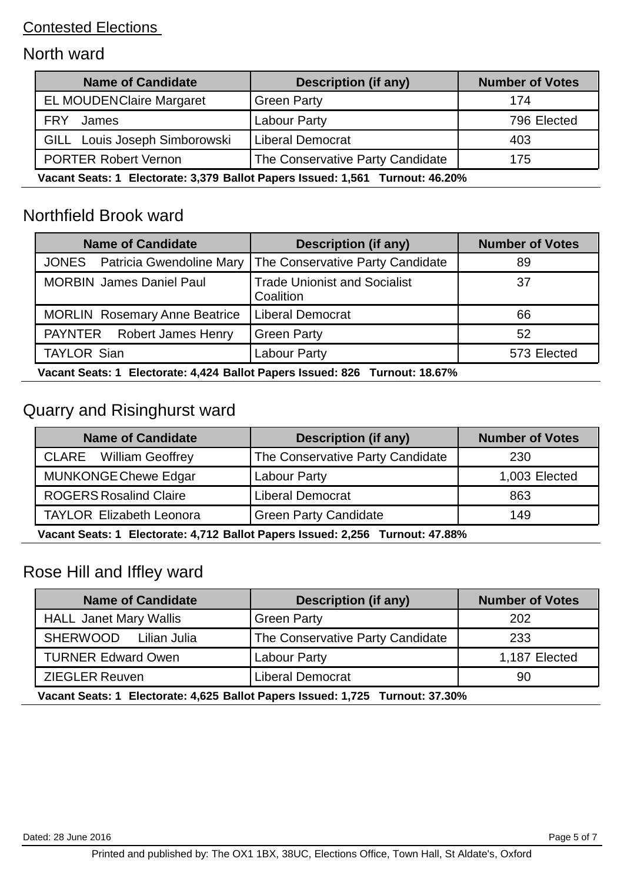Contested Elections

## North ward

| Name of Candidate | Description (if any) | Number of Votes |
|---|---|---|
| EL MOUDEN Claire Margaret | Green Party | 174 |
| FRY James | Labour Party | 796 Elected |
| GILL Louis Joseph Simborowski | Liberal Democrat | 403 |
| PORTER Robert Vernon | The Conservative Party Candidate | 175 |

**Vacant Seats: 1 Electorate: 3,379 Ballot Papers Issued: 1,561 Turnout: 46.20%**

## Northfield Brook ward

| Name of Candidate | Description (if any) | Number of Votes |
|---|---|---|
| JONES Patricia Gwendoline Mary | The Conservative Party Candidate | 89 |
| MORBIN James Daniel Paul | Trade Unionist and Socialist Coalition | 37 |
| MORLIN Rosemary Anne Beatrice | Liberal Democrat | 66 |
| PAYNTER Robert James Henry | Green Party | 52 |
| TAYLOR Sian | Labour Party | 573 Elected |

**Vacant Seats: 1 Electorate: 4,424 Ballot Papers Issued: 826 Turnout: 18.67%**

## Quarry and Risinghurst ward

| Name of Candidate | Description (if any) | Number of Votes |
|---|---|---|
| CLARE William Geoffrey | The Conservative Party Candidate | 230 |
| MUNKONGE Chewe Edgar | Labour Party | 1,003 Elected |
| ROGERS Rosalind Claire | Liberal Democrat | 863 |
| TAYLOR Elizabeth Leonora | Green Party Candidate | 149 |

**Vacant Seats: 1 Electorate: 4,712 Ballot Papers Issued: 2,256 Turnout: 47.88%**

## Rose Hill and Iffley ward

| Name of Candidate | Description (if any) | Number of Votes |
|---|---|---|
| HALL Janet Mary Wallis | Green Party | 202 |
| SHERWOOD Lilian Julia | The Conservative Party Candidate | 233 |
| TURNER Edward Owen | Labour Party | 1,187 Elected |
| ZIEGLER Reuven | Liberal Democrat | 90 |

**Vacant Seats: 1 Electorate: 4,625 Ballot Papers Issued: 1,725 Turnout: 37.30%**

Dated: 28 June 2016

Printed and published by: The OX1 1BX, 38UC, Elections Office, Town Hall, St Aldate's, Oxford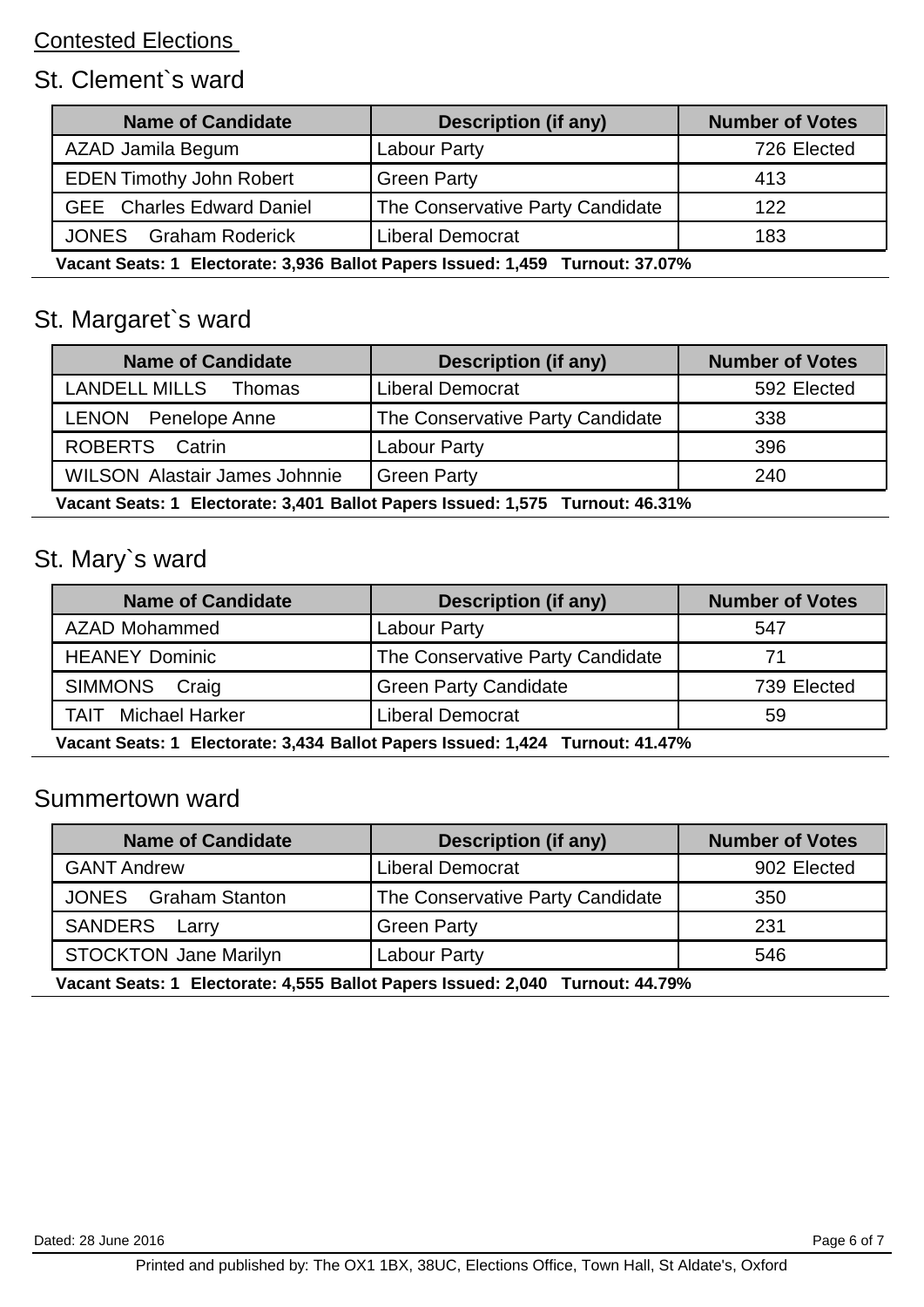Contested Elections

## St. Clement`s ward

| Name of Candidate | Description (if any) | Number of Votes |
|---|---|---|
| AZAD Jamila Begum | Labour Party | 726 Elected |
| EDEN Timothy John Robert | Green Party | 413 |
| GEE Charles Edward Daniel | The Conservative Party Candidate | 122 |
| JONES Graham Roderick | Liberal Democrat | 183 |

**Vacant Seats: 1 Electorate: 3,936 Ballot Papers Issued: 1,459 Turnout: 37.07%**

## St. Margaret`s ward

| Name of Candidate | Description (if any) | Number of Votes |
|---|---|---|
| LANDELL MILLS Thomas | Liberal Democrat | 592 Elected |
| LENON Penelope Anne | The Conservative Party Candidate | 338 |
| ROBERTS Catrin | Labour Party | 396 |
| WILSON Alastair James Johnnie | Green Party | 240 |

**Vacant Seats: 1 Electorate: 3,401 Ballot Papers Issued: 1,575 Turnout: 46.31%**

## St. Mary`s ward

| Name of Candidate | Description (if any) | Number of Votes |
|---|---|---|
| AZAD Mohammed | Labour Party | 547 |
| HEANEY Dominic | The Conservative Party Candidate | 71 |
| SIMMONS Craig | Green Party Candidate | 739 Elected |
| TAIT Michael Harker | Liberal Democrat | 59 |

**Vacant Seats: 1 Electorate: 3,434 Ballot Papers Issued: 1,424 Turnout: 41.47%**

## Summertown ward

| Name of Candidate | Description (if any) | Number of Votes |
|---|---|---|
| GANT Andrew | Liberal Democrat | 902 Elected |
| JONES Graham Stanton | The Conservative Party Candidate | 350 |
| SANDERS Larry | Green Party | 231 |
| STOCKTON Jane Marilyn | Labour Party | 546 |

**Vacant Seats: 1 Electorate: 4,555 Ballot Papers Issued: 2,040 Turnout: 44.79%**

Dated: 28 June 2016

Printed and published by: The OX1 1BX, 38UC, Elections Office, Town Hall, St Aldate's, Oxford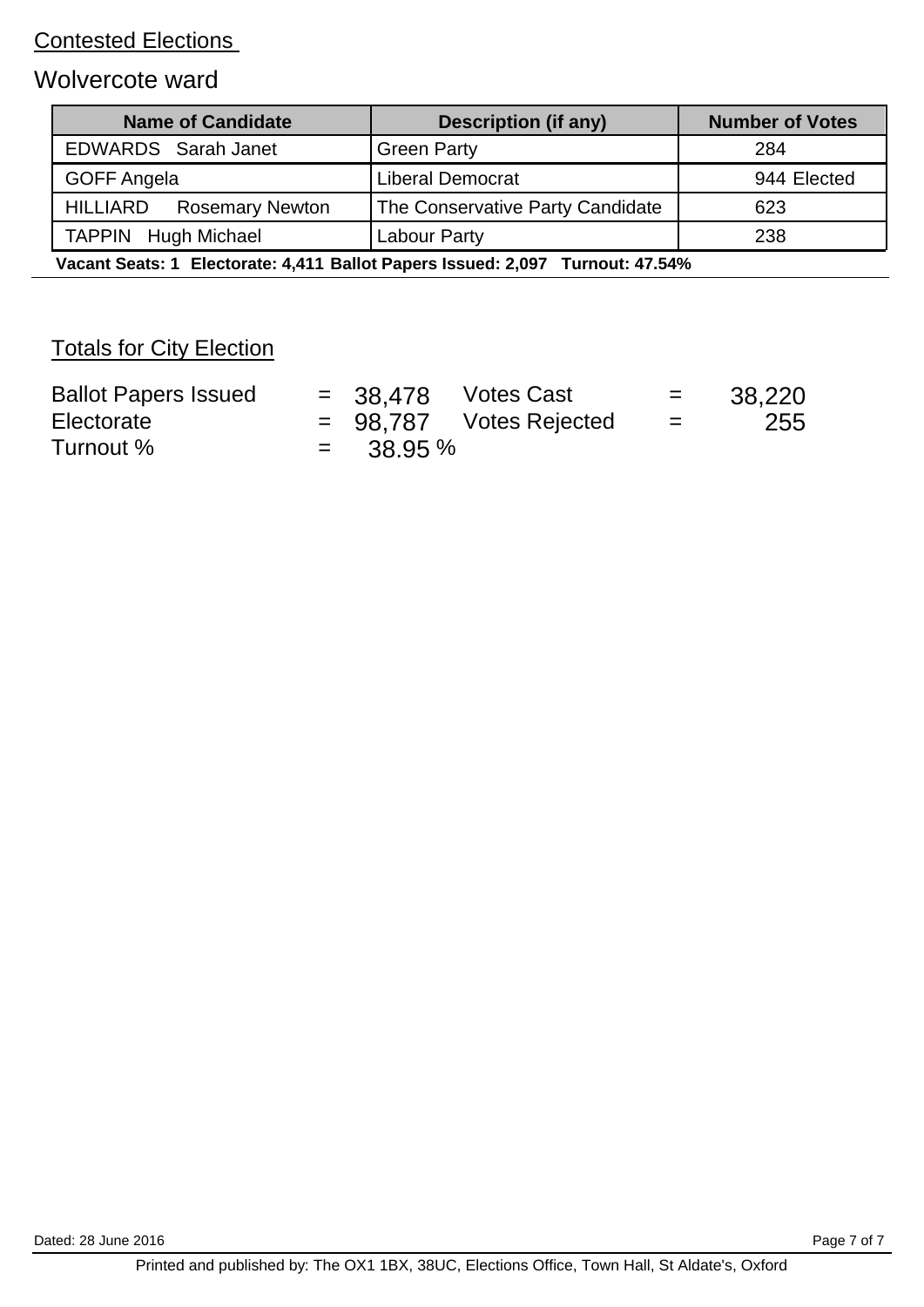Contested Elections

## Wolvercote ward

| Name of Candidate | Description (if any) | Number of Votes |
|---|---|---|
| EDWARDS Sarah Janet | Green Party | 284 |
| GOFF Angela | Liberal Democrat | 944 Elected |
| HILLIARD Rosemary Newton | The Conservative Party Candidate | 623 |
| TAPPIN Hugh Michael | Labour Party | 238 |

**Vacant Seats: 1 Electorate: 4,411 Ballot Papers Issued: 2,097 Turnout: 47.54%**

## Totals for City Election

| | | | |
|---|---|---|---|
| Ballot Papers Issued | = 38,478 | Votes Cast | = 38,220 |
| Electorate | = 98,787 | Votes Rejected | = 255 |
| Turnout % | = 38.95 % | | |

Dated: 28 June 2016

Printed and published by: The OX1 1BX, 38UC, Elections Office, Town Hall, St Aldate's, Oxford